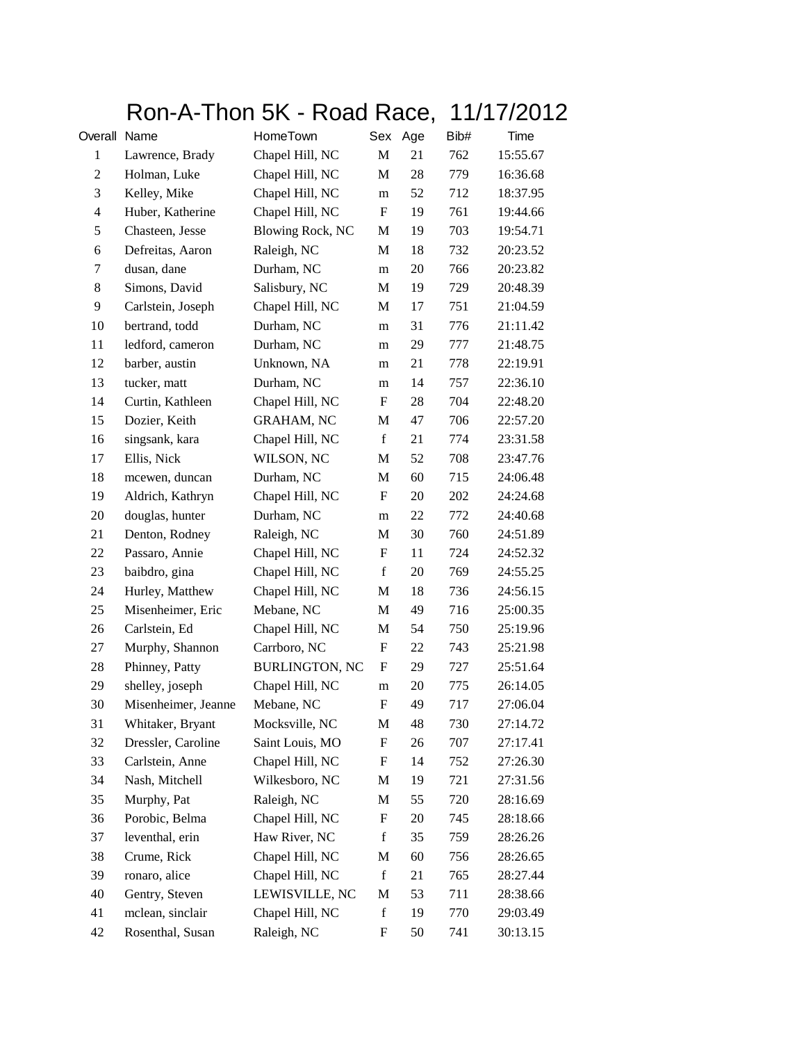# Ron-A-Thon 5K - Road Race, 11/17/2012

| Overall | Name | HomeTown | Sex | Age | Bib# | Time |
|---|---|---|---|---|---|---|
| 1 | Lawrence, Brady | Chapel Hill, NC | M | 21 | 762 | 15:55.67 |
| 2 | Holman, Luke | Chapel Hill, NC | M | 28 | 779 | 16:36.68 |
| 3 | Kelley, Mike | Chapel Hill, NC | m | 52 | 712 | 18:37.95 |
| 4 | Huber, Katherine | Chapel Hill, NC | F | 19 | 761 | 19:44.66 |
| 5 | Chasteen, Jesse | Blowing Rock, NC | M | 19 | 703 | 19:54.71 |
| 6 | Defreitas, Aaron | Raleigh, NC | M | 18 | 732 | 20:23.52 |
| 7 | dusan, dane | Durham, NC | m | 20 | 766 | 20:23.82 |
| 8 | Simons, David | Salisbury, NC | M | 19 | 729 | 20:48.39 |
| 9 | Carlstein, Joseph | Chapel Hill, NC | M | 17 | 751 | 21:04.59 |
| 10 | bertrand, todd | Durham, NC | m | 31 | 776 | 21:11.42 |
| 11 | ledford, cameron | Durham, NC | m | 29 | 777 | 21:48.75 |
| 12 | barber, austin | Unknown, NA | m | 21 | 778 | 22:19.91 |
| 13 | tucker, matt | Durham, NC | m | 14 | 757 | 22:36.10 |
| 14 | Curtin, Kathleen | Chapel Hill, NC | F | 28 | 704 | 22:48.20 |
| 15 | Dozier, Keith | GRAHAM, NC | M | 47 | 706 | 22:57.20 |
| 16 | singsank, kara | Chapel Hill, NC | f | 21 | 774 | 23:31.58 |
| 17 | Ellis, Nick | WILSON, NC | M | 52 | 708 | 23:47.76 |
| 18 | mcewen, duncan | Durham, NC | M | 60 | 715 | 24:06.48 |
| 19 | Aldrich, Kathryn | Chapel Hill, NC | F | 20 | 202 | 24:24.68 |
| 20 | douglas, hunter | Durham, NC | m | 22 | 772 | 24:40.68 |
| 21 | Denton, Rodney | Raleigh, NC | M | 30 | 760 | 24:51.89 |
| 22 | Passaro, Annie | Chapel Hill, NC | F | 11 | 724 | 24:52.32 |
| 23 | baibdro, gina | Chapel Hill, NC | f | 20 | 769 | 24:55.25 |
| 24 | Hurley, Matthew | Chapel Hill, NC | M | 18 | 736 | 24:56.15 |
| 25 | Misenheimer, Eric | Mebane, NC | M | 49 | 716 | 25:00.35 |
| 26 | Carlstein, Ed | Chapel Hill, NC | M | 54 | 750 | 25:19.96 |
| 27 | Murphy, Shannon | Carrboro, NC | F | 22 | 743 | 25:21.98 |
| 28 | Phinney, Patty | BURLINGTON, NC | F | 29 | 727 | 25:51.64 |
| 29 | shelley, joseph | Chapel Hill, NC | m | 20 | 775 | 26:14.05 |
| 30 | Misenheimer, Jeanne | Mebane, NC | F | 49 | 717 | 27:06.04 |
| 31 | Whitaker, Bryant | Mocksville, NC | M | 48 | 730 | 27:14.72 |
| 32 | Dressler, Caroline | Saint Louis, MO | F | 26 | 707 | 27:17.41 |
| 33 | Carlstein, Anne | Chapel Hill, NC | F | 14 | 752 | 27:26.30 |
| 34 | Nash, Mitchell | Wilkesboro, NC | M | 19 | 721 | 27:31.56 |
| 35 | Murphy, Pat | Raleigh, NC | M | 55 | 720 | 28:16.69 |
| 36 | Porobic, Belma | Chapel Hill, NC | F | 20 | 745 | 28:18.66 |
| 37 | leventhal, erin | Haw River, NC | f | 35 | 759 | 28:26.26 |
| 38 | Crume, Rick | Chapel Hill, NC | M | 60 | 756 | 28:26.65 |
| 39 | ronaro, alice | Chapel Hill, NC | f | 21 | 765 | 28:27.44 |
| 40 | Gentry, Steven | LEWISVILLE, NC | M | 53 | 711 | 28:38.66 |
| 41 | mclean, sinclair | Chapel Hill, NC | f | 19 | 770 | 29:03.49 |
| 42 | Rosenthal, Susan | Raleigh, NC | F | 50 | 741 | 30:13.15 |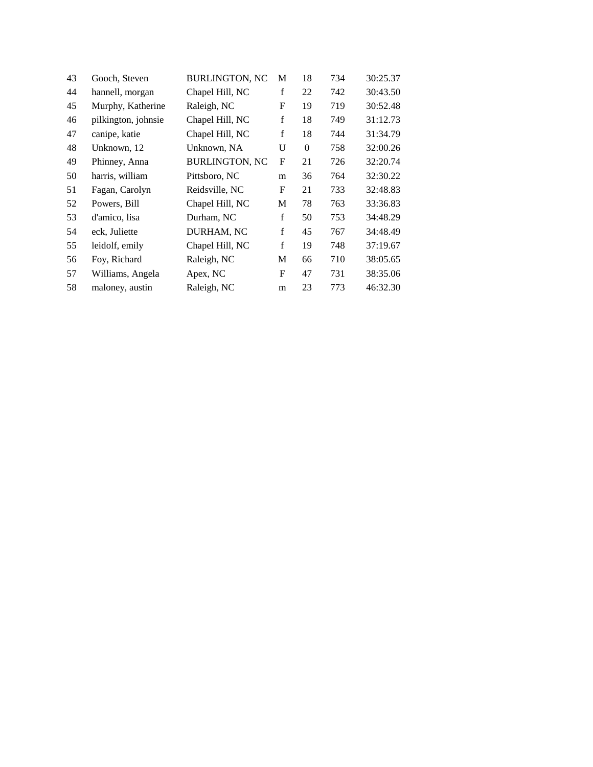| | | | | | | |
|---|---|---|---|---|---|---|
| 43 | Gooch, Steven | BURLINGTON, NC | M | 18 | 734 | 30:25.37 |
| 44 | hannell, morgan | Chapel Hill, NC | f | 22 | 742 | 30:43.50 |
| 45 | Murphy, Katherine | Raleigh, NC | F | 19 | 719 | 30:52.48 |
| 46 | pilkington, johnsie | Chapel Hill, NC | f | 18 | 749 | 31:12.73 |
| 47 | canipe, katie | Chapel Hill, NC | f | 18 | 744 | 31:34.79 |
| 48 | Unknown, 12 | Unknown, NA | U | 0 | 758 | 32:00.26 |
| 49 | Phinney, Anna | BURLINGTON, NC | F | 21 | 726 | 32:20.74 |
| 50 | harris, william | Pittsboro, NC | m | 36 | 764 | 32:30.22 |
| 51 | Fagan, Carolyn | Reidsville, NC | F | 21 | 733 | 32:48.83 |
| 52 | Powers, Bill | Chapel Hill, NC | M | 78 | 763 | 33:36.83 |
| 53 | d'amico, lisa | Durham, NC | f | 50 | 753 | 34:48.29 |
| 54 | eck, Juliette | DURHAM, NC | f | 45 | 767 | 34:48.49 |
| 55 | leidolf, emily | Chapel Hill, NC | f | 19 | 748 | 37:19.67 |
| 56 | Foy, Richard | Raleigh, NC | M | 66 | 710 | 38:05.65 |
| 57 | Williams, Angela | Apex, NC | F | 47 | 731 | 38:35.06 |
| 58 | maloney, austin | Raleigh, NC | m | 23 | 773 | 46:32.30 |